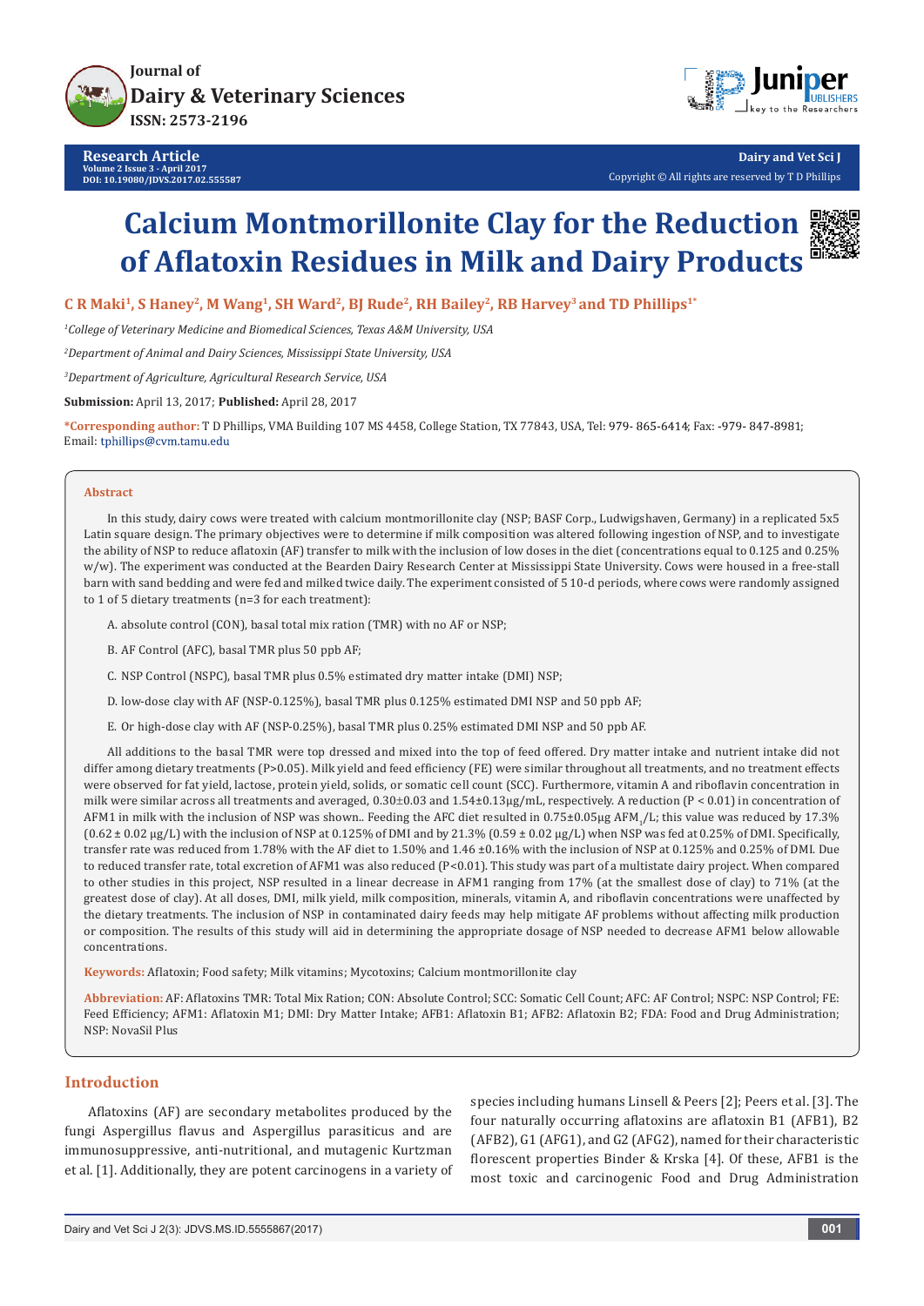**Research Article**
Volume 2 Issue 3 - April 2017
DOI: 10.19080/JDVS.2017.02.555587

Dairy and Vet Sci J
Copyright © All rights are reserved by T D Phillips

# Calcium Montmorillonite Clay for the Reduction of Aflatoxin Residues in Milk and Dairy Products

**C R Maki[1], S Haney[2], M Wang[1], SH Ward[2], BJ Rude[2], RH Bailey[2], RB Harvey[3] and TD Phillips[1*]**

*[1]College of Veterinary Medicine and Biomedical Sciences, Texas A&M University, USA*

*[2]Department of Animal and Dairy Sciences, Mississippi State University, USA*

*[3]Department of Agriculture, Agricultural Research Service, USA*

**Submission:** April 13, 2017; **Published:** April 28, 2017

**\*Corresponding author:** T D Phillips, VMA Building 107 MS 4458, College Station, TX 77843, USA, Tel: 979- 865-6414; Fax: -979- 847-8981; Email: tphillips@cvm.tamu.edu

## Abstract

In this study, dairy cows were treated with calcium montmorillonite clay (NSP; BASF Corp., Ludwigshaven, Germany) in a replicated 5x5 Latin square design. The primary objectives were to determine if milk composition was altered following ingestion of NSP, and to investigate the ability of NSP to reduce aflatoxin (AF) transfer to milk with the inclusion of low doses in the diet (concentrations equal to 0.125 and 0.25% w/w). The experiment was conducted at the Bearden Dairy Research Center at Mississippi State University. Cows were housed in a free-stall barn with sand bedding and were fed and milked twice daily. The experiment consisted of 5 10-d periods, where cows were randomly assigned to 1 of 5 dietary treatments (n=3 for each treatment):

A. absolute control (CON), basal total mix ration (TMR) with no AF or NSP;

B. AF Control (AFC), basal TMR plus 50 ppb AF;

C. NSP Control (NSPC), basal TMR plus 0.5% estimated dry matter intake (DMI) NSP;

D. low-dose clay with AF (NSP-0.125%), basal TMR plus 0.125% estimated DMI NSP and 50 ppb AF;

E. Or high-dose clay with AF (NSP-0.25%), basal TMR plus 0.25% estimated DMI NSP and 50 ppb AF.

All additions to the basal TMR were top dressed and mixed into the top of feed offered. Dry matter intake and nutrient intake did not differ among dietary treatments (P>0.05). Milk yield and feed efficiency (FE) were similar throughout all treatments, and no treatment effects were observed for fat yield, lactose, protein yield, solids, or somatic cell count (SCC). Furthermore, vitamin A and riboflavin concentration in milk were similar across all treatments and averaged, 0.30±0.03 and 1.54±0.13µg/mL, respectively. A reduction (P < 0.01) in concentration of AFM1 in milk with the inclusion of NSP was shown.. Feeding the AFC diet resulted in 0.75±0.05µg $AFM_1$/L; this value was reduced by 17.3% (0.62 ± 0.02 µg/L) with the inclusion of NSP at 0.125% of DMI and by 21.3% (0.59 ± 0.02 µg/L) when NSP was fed at 0.25% of DMI. Specifically, transfer rate was reduced from 1.78% with the AF diet to 1.50% and 1.46 ±0.16% with the inclusion of NSP at 0.125% and 0.25% of DMI. Due to reduced transfer rate, total excretion of AFM1 was also reduced (P<0.01). This study was part of a multistate dairy project. When compared to other studies in this project, NSP resulted in a linear decrease in AFM1 ranging from 17% (at the smallest dose of clay) to 71% (at the greatest dose of clay). At all doses, DMI, milk yield, milk composition, minerals, vitamin A, and riboflavin concentrations were unaffected by the dietary treatments. The inclusion of NSP in contaminated dairy feeds may help mitigate AF problems without affecting milk production or composition. The results of this study will aid in determining the appropriate dosage of NSP needed to decrease AFM1 below allowable concentrations.

**Keywords:** Aflatoxin; Food safety; Milk vitamins; Mycotoxins; Calcium montmorillonite clay

**Abbreviation:** AF: Aflatoxins TMR: Total Mix Ration; CON: Absolute Control; SCC: Somatic Cell Count; AFC: AF Control; NSPC: NSP Control; FE: Feed Efficiency; AFM1: Aflatoxin M1; DMI: Dry Matter Intake; AFB1: Aflatoxin B1; AFB2: Aflatoxin B2; FDA: Food and Drug Administration; NSP: NovaSil Plus

## Introduction

Aflatoxins (AF) are secondary metabolites produced by the fungi Aspergillus flavus and Aspergillus parasiticus and are immunosuppressive, anti-nutritional, and mutagenic Kurtzman et al. [1]. Additionally, they are potent carcinogens in a variety of species including humans Linsell & Peers [2]; Peers et al. [3]. The four naturally occurring aflatoxins are aflatoxin B1 (AFB1), B2 (AFB2), G1 (AFG1), and G2 (AFG2), named for their characteristic florescent properties Binder & Krska [4]. Of these, AFB1 is the most toxic and carcinogenic Food and Drug Administration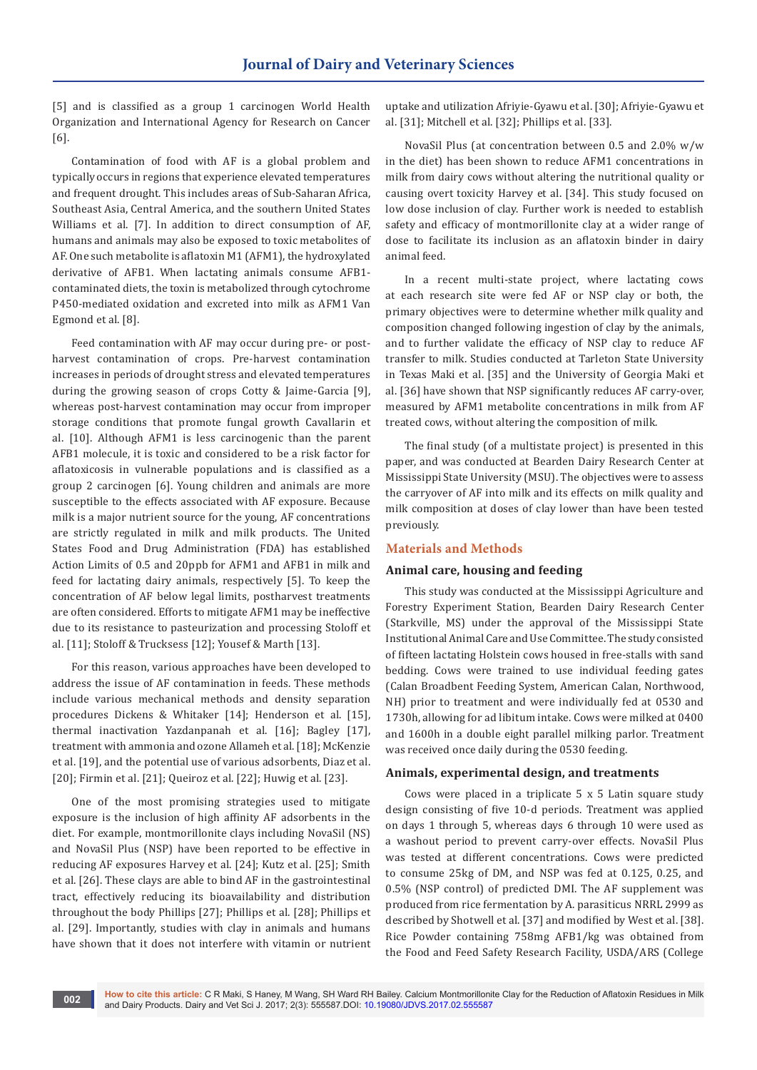[5] and is classified as a group 1 carcinogen World Health Organization and International Agency for Research on Cancer [6].

Contamination of food with AF is a global problem and typically occurs in regions that experience elevated temperatures and frequent drought. This includes areas of Sub-Saharan Africa, Southeast Asia, Central America, and the southern United States Williams et al. [7]. In addition to direct consumption of AF, humans and animals may also be exposed to toxic metabolites of AF. One such metabolite is aflatoxin M1 (AFM1), the hydroxylated derivative of AFB1. When lactating animals consume AFB1-contaminated diets, the toxin is metabolized through cytochrome P450-mediated oxidation and excreted into milk as AFM1 Van Egmond et al. [8].

Feed contamination with AF may occur during pre- or post-harvest contamination of crops. Pre-harvest contamination increases in periods of drought stress and elevated temperatures during the growing season of crops Cotty & Jaime-Garcia [9], whereas post-harvest contamination may occur from improper storage conditions that promote fungal growth Cavallarin et al. [10]. Although AFM1 is less carcinogenic than the parent AFB1 molecule, it is toxic and considered to be a risk factor for aflatoxicosis in vulnerable populations and is classified as a group 2 carcinogen [6]. Young children and animals are more susceptible to the effects associated with AF exposure. Because milk is a major nutrient source for the young, AF concentrations are strictly regulated in milk and milk products. The United States Food and Drug Administration (FDA) has established Action Limits of 0.5 and 20ppb for AFM1 and AFB1 in milk and feed for lactating dairy animals, respectively [5]. To keep the concentration of AF below legal limits, postharvest treatments are often considered. Efforts to mitigate AFM1 may be ineffective due to its resistance to pasteurization and processing Stoloff et al. [11]; Stoloff & Trucksess [12]; Yousef & Marth [13].

For this reason, various approaches have been developed to address the issue of AF contamination in feeds. These methods include various mechanical methods and density separation procedures Dickens & Whitaker [14]; Henderson et al. [15], thermal inactivation Yazdanpanah et al. [16]; Bagley [17], treatment with ammonia and ozone Allameh et al. [18]; McKenzie et al. [19], and the potential use of various adsorbents, Diaz et al. [20]; Firmin et al. [21]; Queiroz et al. [22]; Huwig et al. [23].

One of the most promising strategies used to mitigate exposure is the inclusion of high affinity AF adsorbents in the diet. For example, montmorillonite clays including NovaSil (NS) and NovaSil Plus (NSP) have been reported to be effective in reducing AF exposures Harvey et al. [24]; Kutz et al. [25]; Smith et al. [26]. These clays are able to bind AF in the gastrointestinal tract, effectively reducing its bioavailability and distribution throughout the body Phillips [27]; Phillips et al. [28]; Phillips et al. [29]. Importantly, studies with clay in animals and humans have shown that it does not interfere with vitamin or nutrient uptake and utilization Afriyie-Gyawu et al. [30]; Afriyie-Gyawu et al. [31]; Mitchell et al. [32]; Phillips et al. [33].

NovaSil Plus (at concentration between 0.5 and 2.0% w/w in the diet) has been shown to reduce AFM1 concentrations in milk from dairy cows without altering the nutritional quality or causing overt toxicity Harvey et al. [34]. This study focused on low dose inclusion of clay. Further work is needed to establish safety and efficacy of montmorillonite clay at a wider range of dose to facilitate its inclusion as an aflatoxin binder in dairy animal feed.

In a recent multi-state project, where lactating cows at each research site were fed AF or NSP clay or both, the primary objectives were to determine whether milk quality and composition changed following ingestion of clay by the animals, and to further validate the efficacy of NSP clay to reduce AF transfer to milk. Studies conducted at Tarleton State University in Texas Maki et al. [35] and the University of Georgia Maki et al. [36] have shown that NSP significantly reduces AF carry-over, measured by AFM1 metabolite concentrations in milk from AF treated cows, without altering the composition of milk.

The final study (of a multistate project) is presented in this paper, and was conducted at Bearden Dairy Research Center at Mississippi State University (MSU). The objectives were to assess the carryover of AF into milk and its effects on milk quality and milk composition at doses of clay lower than have been tested previously.

## Materials and Methods

### Animal care, housing and feeding

This study was conducted at the Mississippi Agriculture and Forestry Experiment Station, Bearden Dairy Research Center (Starkville, MS) under the approval of the Mississippi State Institutional Animal Care and Use Committee. The study consisted of fifteen lactating Holstein cows housed in free-stalls with sand bedding. Cows were trained to use individual feeding gates (Calan Broadbent Feeding System, American Calan, Northwood, NH) prior to treatment and were individually fed at 0530 and 1730h, allowing for ad libitum intake. Cows were milked at 0400 and 1600h in a double eight parallel milking parlor. Treatment was received once daily during the 0530 feeding.

### Animals, experimental design, and treatments

Cows were placed in a triplicate 5 x 5 Latin square study design consisting of five 10-d periods. Treatment was applied on days 1 through 5, whereas days 6 through 10 were used as a washout period to prevent carry-over effects. NovaSil Plus was tested at different concentrations. Cows were predicted to consume 25kg of DM, and NSP was fed at 0.125, 0.25, and 0.5% (NSP control) of predicted DMI. The AF supplement was produced from rice fermentation by A. parasiticus NRRL 2999 as described by Shotwell et al. [37] and modified by West et al. [38]. Rice Powder containing 758mg AFB1/kg was obtained from the Food and Feed Safety Research Facility, USDA/ARS (College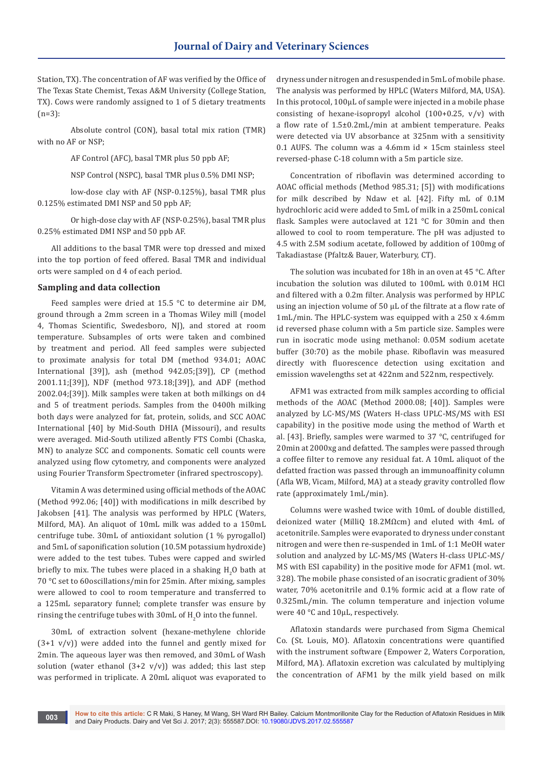Station, TX). The concentration of AF was verified by the Office of The Texas State Chemist, Texas A&M University (College Station, TX). Cows were randomly assigned to 1 of 5 dietary treatments (n=3):

Absolute control (CON), basal total mix ration (TMR) with no AF or NSP;

AF Control (AFC), basal TMR plus 50 ppb AF;

NSP Control (NSPC), basal TMR plus 0.5% DMI NSP;

low-dose clay with AF (NSP-0.125%), basal TMR plus 0.125% estimated DMI NSP and 50 ppb AF;

Or high-dose clay with AF (NSP-0.25%), basal TMR plus 0.25% estimated DMI NSP and 50 ppb AF.

All additions to the basal TMR were top dressed and mixed into the top portion of feed offered. Basal TMR and individual orts were sampled on d 4 of each period.

### Sampling and data collection

Feed samples were dried at 15.5 °C to determine air DM, ground through a 2mm screen in a Thomas Wiley mill (model 4, Thomas Scientific, Swedesboro, NJ), and stored at room temperature. Subsamples of orts were taken and combined by treatment and period. All feed samples were subjected to proximate analysis for total DM (method 934.01; AOAC International [39]), ash (method 942.05;[39]), CP (method 2001.11;[39]), NDF (method 973.18;[39]), and ADF (method 2002.04;[39]). Milk samples were taken at both milkings on d4 and 5 of treatment periods. Samples from the 0400h milking both days were analyzed for fat, protein, solids, and SCC AOAC International [40] by Mid-South DHIA (Missouri), and results were averaged. Mid-South utilized aBently FTS Combi (Chaska, MN) to analyze SCC and components. Somatic cell counts were analyzed using flow cytometry, and components were analyzed using Fourier Transform Spectrometer (infrared spectroscopy).

Vitamin A was determined using official methods of the AOAC (Method 992.06; [40]) with modifications in milk described by Jakobsen [41]. The analysis was performed by HPLC (Waters, Milford, MA). An aliquot of 10mL milk was added to a 150mL centrifuge tube. 30mL of antioxidant solution (1 % pyrogallol) and 5mL of saponification solution (10.5M potassium hydroxide) were added to the test tubes. Tubes were capped and swirled briefly to mix. The tubes were placed in a shaking $H_2O$ bath at 70 °C set to 60oscillations/min for 25min. After mixing, samples were allowed to cool to room temperature and transferred to a 125mL separatory funnel; complete transfer was ensure by rinsing the centrifuge tubes with 30mL of $H_2O$ into the funnel.

30mL of extraction solvent (hexane-methylene chloride (3+1 v/v)) were added into the funnel and gently mixed for 2min. The aqueous layer was then removed, and 30mL of Wash solution (water ethanol (3+2 v/v)) was added; this last step was performed in triplicate. A 20mL aliquot was evaporated to dryness under nitrogen and resuspended in 5mL of mobile phase. The analysis was performed by HPLC (Waters Milford, MA, USA). In this protocol, 100μL of sample were injected in a mobile phase consisting of hexane-isopropyl alcohol (100+0.25, v/v) with a flow rate of 1.5±0.2mL/min at ambient temperature. Peaks were detected via UV absorbance at 325nm with a sensitivity 0.1 AUFS. The column was a 4.6mm id × 15cm stainless steel reversed-phase C-18 column with a 5m particle size.

Concentration of riboflavin was determined according to AOAC official methods (Method 985.31; [5]) with modifications for milk described by Ndaw et al. [42]. Fifty mL of 0.1M hydrochloric acid were added to 5mL of milk in a 250mL conical flask. Samples were autoclaved at 121 °C for 30min and then allowed to cool to room temperature. The pH was adjusted to 4.5 with 2.5M sodium acetate, followed by addition of 100mg of Takadiastase (Pfaltz& Bauer, Waterbury, CT).

The solution was incubated for 18h in an oven at 45 °C. After incubation the solution was diluted to 100mL with 0.01M HCl and filtered with a 0.2m filter. Analysis was performed by HPLC using an injection volume of 50 μL of the filtrate at a flow rate of 1mL/min. The HPLC-system was equipped with a 250 x 4.6mm id reversed phase column with a 5m particle size. Samples were run in isocratic mode using methanol: 0.05M sodium acetate buffer (30:70) as the mobile phase. Riboflavin was measured directly with fluorescence detection using excitation and emission wavelengths set at 422nm and 522nm, respectively.

AFM1 was extracted from milk samples according to official methods of the AOAC (Method 2000.08; [40]). Samples were analyzed by LC-MS/MS (Waters H-class UPLC-MS/MS with ESI capability) in the positive mode using the method of Warth et al. [43]. Briefly, samples were warmed to 37 °C, centrifuged for 20min at 2000xg and defatted. The samples were passed through a coffee filter to remove any residual fat. A 10mL aliquot of the defatted fraction was passed through an immunoaffinity column (Afla WB, Vicam, Milford, MA) at a steady gravity controlled flow rate (approximately 1mL/min).

Columns were washed twice with 10mL of double distilled, deionized water (MilliQ 18.2MΩcm) and eluted with 4mL of acetonitrile. Samples were evaporated to dryness under constant nitrogen and were then re-suspended in 1mL of 1:1 MeOH water solution and analyzed by LC-MS/MS (Waters H-class UPLC-MS/MS with ESI capability) in the positive mode for AFM1 (mol. wt. 328). The mobile phase consisted of an isocratic gradient of 30% water, 70% acetonitrile and 0.1% formic acid at a flow rate of 0.325mL/min. The column temperature and injection volume were 40 °C and 10μL, respectively.

Aflatoxin standards were purchased from Sigma Chemical Co. (St. Louis, MO). Aflatoxin concentrations were quantified with the instrument software (Empower 2, Waters Corporation, Milford, MA). Aflatoxin excretion was calculated by multiplying the concentration of AFM1 by the milk yield based on milk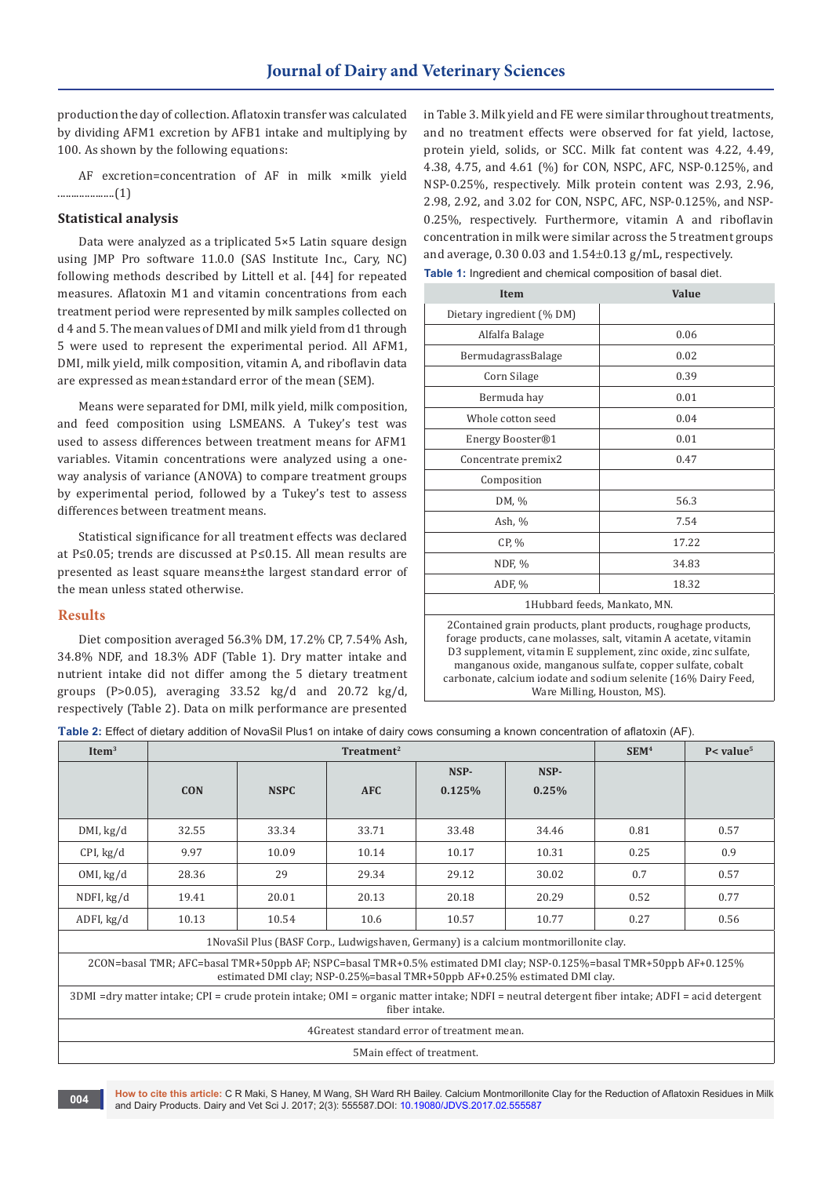production the day of collection. Aflatoxin transfer was calculated by dividing AFM1 excretion by AFB1 intake and multiplying by 100. As shown by the following equations:

AF excretion=concentration of AF in milk ×milk yield .....................(1)

### Statistical analysis

Data were analyzed as a triplicated 5×5 Latin square design using JMP Pro software 11.0.0 (SAS Institute Inc., Cary, NC) following methods described by Littell et al. [44] for repeated measures. Aflatoxin M1 and vitamin concentrations from each treatment period were represented by milk samples collected on d 4 and 5. The mean values of DMI and milk yield from d1 through 5 were used to represent the experimental period. All AFM1, DMI, milk yield, milk composition, vitamin A, and riboflavin data are expressed as mean±standard error of the mean (SEM).

Means were separated for DMI, milk yield, milk composition, and feed composition using LSMEANS. A Tukey's test was used to assess differences between treatment means for AFM1 variables. Vitamin concentrations were analyzed using a one-way analysis of variance (ANOVA) to compare treatment groups by experimental period, followed by a Tukey's test to assess differences between treatment means.

Statistical significance for all treatment effects was declared at P≤0.05; trends are discussed at P≤0.15. All mean results are presented as least square means±the largest standard error of the mean unless stated otherwise.

## Results

Diet composition averaged 56.3% DM, 17.2% CP, 7.54% Ash, 34.8% NDF, and 18.3% ADF (Table 1). Dry matter intake and nutrient intake did not differ among the 5 dietary treatment groups (P>0.05), averaging 33.52 kg/d and 20.72 kg/d, respectively (Table 2). Data on milk performance are presented in Table 3. Milk yield and FE were similar throughout treatments, and no treatment effects were observed for fat yield, lactose, protein yield, solids, or SCC. Milk fat content was 4.22, 4.49, 4.38, 4.75, and 4.61 (%) for CON, NSPC, AFC, NSP-0.125%, and NSP-0.25%, respectively. Milk protein content was 2.93, 2.96, 2.98, 2.92, and 3.02 for CON, NSPC, AFC, NSP-0.125%, and NSP-0.25%, respectively. Furthermore, vitamin A and riboflavin concentration in milk were similar across the 5 treatment groups and average, 0.30 0.03 and 1.54±0.13 g/mL, respectively.

**Table 1:** Ingredient and chemical composition of basal diet.

| Item | Value |
|---|---|
| Dietary ingredient (% DM) | |
| Alfalfa Balage | 0.06 |
| BermudagrassBalage | 0.02 |
| Corn Silage | 0.39 |
| Bermuda hay | 0.01 |
| Whole cotton seed | 0.04 |
| Energy Booster®1 | 0.01 |
| Concentrate premix2 | 0.47 |
| Composition | |
| DM, % | 56.3 |
| Ash, % | 7.54 |
| CP, % | 17.22 |
| NDF, % | 34.83 |
| ADF, % | 18.32 |

1Hubbard feeds, Mankato, MN.

2Contained grain products, plant products, roughage products, forage products, cane molasses, salt, vitamin A acetate, vitamin D3 supplement, vitamin E supplement, zinc oxide, zinc sulfate, manganous oxide, manganous sulfate, copper sulfate, cobalt carbonate, calcium iodate and sodium selenite (16% Dairy Feed, Ware Milling, Houston, MS).

**Table 2:** Effect of dietary addition of NovaSil Plus1 on intake of dairy cows consuming a known concentration of aflatoxin (AF).

| Item[3] | Treatment[2] | | | | | SEM[4] | P< value[5] |
|---|---|---|---|---|---|---|---|
| | CON | NSPC | AFC | NSP-0.125% | NSP-0.25% | | |
| DMI, kg/d | 32.55 | 33.34 | 33.71 | 33.48 | 34.46 | 0.81 | 0.57 |
| CPI, kg/d | 9.97 | 10.09 | 10.14 | 10.17 | 10.31 | 0.25 | 0.9 |
| OMI, kg/d | 28.36 | 29 | 29.34 | 29.12 | 30.02 | 0.7 | 0.57 |
| NDFI, kg/d | 19.41 | 20.01 | 20.13 | 20.18 | 20.29 | 0.52 | 0.77 |
| ADFI, kg/d | 10.13 | 10.54 | 10.6 | 10.57 | 10.77 | 0.27 | 0.56 |

1NovaSil Plus (BASF Corp., Ludwigshaven, Germany) is a calcium montmorillonite clay.

2CON=basal TMR; AFC=basal TMR+50ppb AF; NSPC=basal TMR+0.5% estimated DMI clay; NSP-0.125%=basal TMR+50ppb AF+0.125% estimated DMI clay; NSP-0.25%=basal TMR+50ppb AF+0.25% estimated DMI clay.

3DMI =dry matter intake; CPI = crude protein intake; OMI = organic matter intake; NDFI = neutral detergent fiber intake; ADFI = acid detergent fiber intake.

4Greatest standard error of treatment mean.

5Main effect of treatment.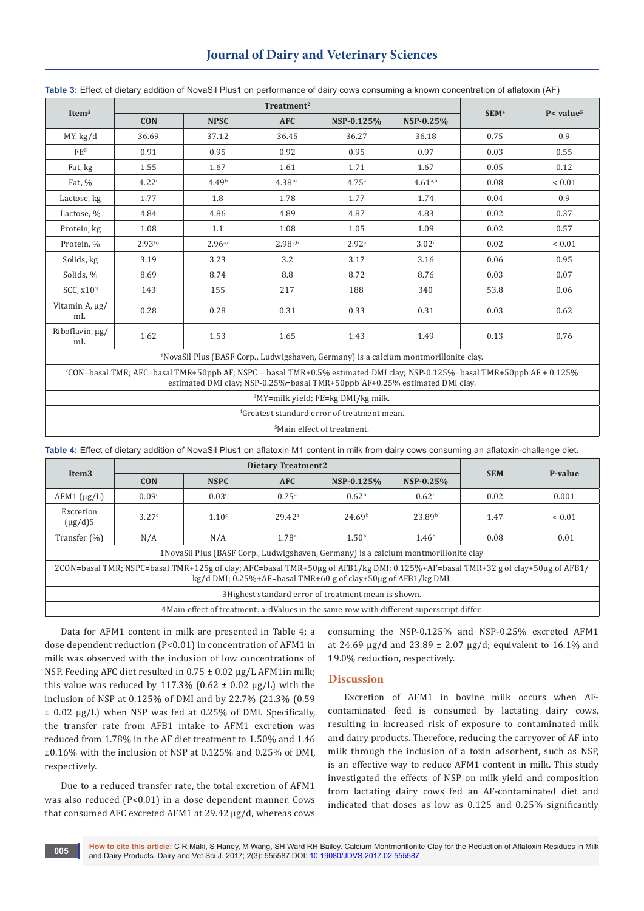**Table 3:** Effect of dietary addition of NovaSil Plus1 on performance of dairy cows consuming a known concentration of aflatoxin (AF)

| Item[3] | Treatment[2] | | | | | SEM[4] | P< value[5] |
|---|---|---|---|---|---|---|---|
| | CON | NPSC | AFC | NSP-0.125% | NSP-0.25% | | |
| MY, kg/d | 36.69 | 37.12 | 36.45 | 36.27 | 36.18 | 0.75 | 0.9 |
| FE[5] | 0.91 | 0.95 | 0.92 | 0.95 | 0.97 | 0.03 | 0.55 |
| Fat, kg | 1.55 | 1.67 | 1.61 | 1.71 | 1.67 | 0.05 | 0.12 |
| Fat, % | 4.22[c] | 4.49[b] | 4.38[b,c] | 4.75[a] | 4.61[a,b] | 0.08 | < 0.01 |
| Lactose, kg | 1.77 | 1.8 | 1.78 | 1.77 | 1.74 | 0.04 | 0.9 |
| Lactose, % | 4.84 | 4.86 | 4.89 | 4.87 | 4.83 | 0.02 | 0.37 |
| Protein, kg | 1.08 | 1.1 | 1.08 | 1.05 | 1.09 | 0.02 | 0.57 |
| Protein, % | 2.93[b,c] | 2.96[a,c] | 2.98[a,b] | 2.92[a] | 3.02[c] | 0.02 | < 0.01 |
| Solids, kg | 3.19 | 3.23 | 3.2 | 3.17 | 3.16 | 0.06 | 0.95 |
| Solids, % | 8.69 | 8.74 | 8.8 | 8.72 | 8.76 | 0.03 | 0.07 |
| SCC, x10[3] | 143 | 155 | 217 | 188 | 340 | 53.8 | 0.06 |
| Vitamin A, µg/mL | 0.28 | 0.28 | 0.31 | 0.33 | 0.31 | 0.03 | 0.62 |
| Riboflavin, µg/mL | 1.62 | 1.53 | 1.65 | 1.43 | 1.49 | 0.13 | 0.76 |

[1]NovaSil Plus (BASF Corp., Ludwigshaven, Germany) is a calcium montmorillonite clay.

[2]CON=basal TMR; AFC=basal TMR+50ppb AF; NSPC = basal TMR+0.5% estimated DMI clay; NSP-0.125%=basal TMR+50ppb AF + 0.125% estimated DMI clay; NSP-0.25%=basal TMR+50ppb AF+0.25% estimated DMI clay.

[3]MY=milk yield; FE=kg DMI/kg milk.

[4]Greatest standard error of treatment mean.

[5]Main effect of treatment.

**Table 4:** Effect of dietary addition of NovaSil Plus1 on aflatoxin M1 content in milk from dairy cows consuming an aflatoxin-challenge diet.

| Item3 | Dietary Treatment2 | | | | | SEM | P-value |
|---|---|---|---|---|---|---|---|
| | CON | NSPC | AFC | NSP-0.125% | NSP-0.25% | | |
| AFM1 (µg/L) | 0.09[c] | 0.03[c] | 0.75[a] | 0.62[b] | 0.62[b] | 0.02 | 0.001 |
| Excretion (µg/d)5 | 3.27[c] | 1.10[c] | 29.42[a] | 24.69[b] | 23.89[b] | 1.47 | < 0.01 |
| Transfer (%) | N/A | N/A | 1.78[a] | 1.50[b] | 1.46[b] | 0.08 | 0.01 |

1NovaSil Plus (BASF Corp., Ludwigshaven, Germany) is a calcium montmorillonite clay

2CON=basal TMR; NSPC=basal TMR+125g of clay; AFC=basal TMR+50µg of AFB1/kg DMI; 0.125%+AF=basal TMR+32 g of clay+50µg of AFB1/kg/d DMI; 0.25%+AF=basal TMR+60 g of clay+50µg of AFB1/kg DMI.

3Highest standard error of treatment mean is shown.

4Main effect of treatment. a-dValues in the same row with different superscript differ.

Data for AFM1 content in milk are presented in Table 4; a dose dependent reduction (P<0.01) in concentration of AFM1 in milk was observed with the inclusion of low concentrations of NSP. Feeding AFC diet resulted in 0.75 ± 0.02 µg/L AFM1in milk; this value was reduced by 117.3% (0.62 ± 0.02 µg/L) with the inclusion of NSP at 0.125% of DMI and by 22.7% (21.3% (0.59 ± 0.02 µg/L) when NSP was fed at 0.25% of DMI. Specifically, the transfer rate from AFB1 intake to AFM1 excretion was reduced from 1.78% in the AF diet treatment to 1.50% and 1.46 ±0.16% with the inclusion of NSP at 0.125% and 0.25% of DMI, respectively.

Due to a reduced transfer rate, the total excretion of AFM1 was also reduced (P<0.01) in a dose dependent manner. Cows that consumed AFC excreted AFM1 at 29.42 µg/d, whereas cows consuming the NSP-0.125% and NSP-0.25% excreted AFM1 at 24.69 µg/d and 23.89 ± 2.07 µg/d; equivalent to 16.1% and 19.0% reduction, respectively.

## Discussion

Excretion of AFM1 in bovine milk occurs when AF-contaminated feed is consumed by lactating dairy cows, resulting in increased risk of exposure to contaminated milk and dairy products. Therefore, reducing the carryover of AF into milk through the inclusion of a toxin adsorbent, such as NSP, is an effective way to reduce AFM1 content in milk. This study investigated the effects of NSP on milk yield and composition from lactating dairy cows fed an AF-contaminated diet and indicated that doses as low as 0.125 and 0.25% significantly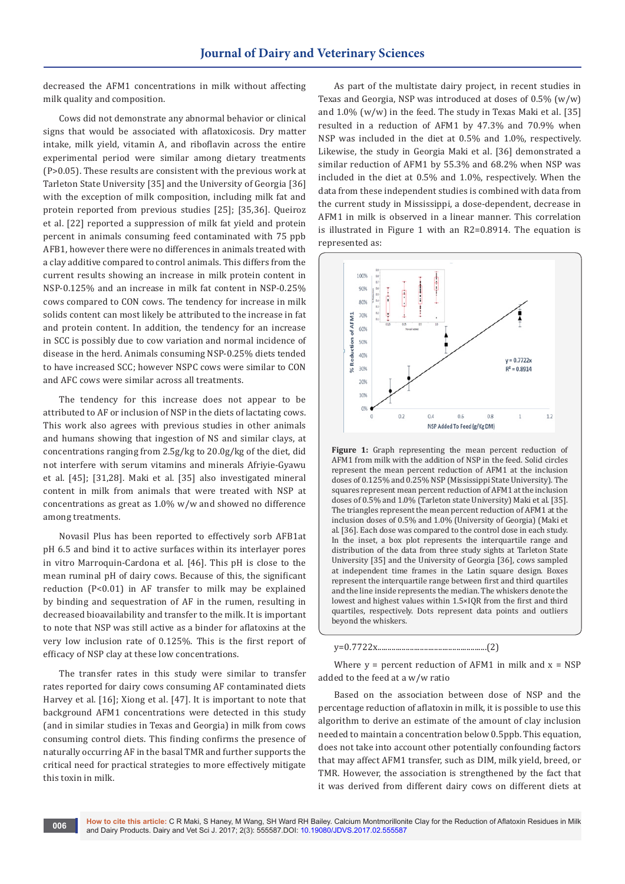decreased the AFM1 concentrations in milk without affecting milk quality and composition.

Cows did not demonstrate any abnormal behavior or clinical signs that would be associated with aflatoxicosis. Dry matter intake, milk yield, vitamin A, and riboflavin across the entire experimental period were similar among dietary treatments ($P>0.05$). These results are consistent with the previous work at Tarleton State University [35] and the University of Georgia [36] with the exception of milk composition, including milk fat and protein reported from previous studies [25]; [35,36]. Queiroz et al. [22] reported a suppression of milk fat yield and protein percent in animals consuming feed contaminated with 75 ppb AFB1, however there were no differences in animals treated with a clay additive compared to control animals. This differs from the current results showing an increase in milk protein content in NSP-0.125% and an increase in milk fat content in NSP-0.25% cows compared to CON cows. The tendency for increase in milk solids content can most likely be attributed to the increase in fat and protein content. In addition, the tendency for an increase in SCC is possibly due to cow variation and normal incidence of disease in the herd. Animals consuming NSP-0.25% diets tended to have increased SCC; however NSPC cows were similar to CON and AFC cows were similar across all treatments.

The tendency for this increase does not appear to be attributed to AF or inclusion of NSP in the diets of lactating cows. This work also agrees with previous studies in other animals and humans showing that ingestion of NS and similar clays, at concentrations ranging from 2.5g/kg to 20.0g/kg of the diet, did not interfere with serum vitamins and minerals Afriyie-Gyawu et al. [45]; [31,28]. Maki et al. [35] also investigated mineral content in milk from animals that were treated with NSP at concentrations as great as 1.0% w/w and showed no difference among treatments.

Novasil Plus has been reported to effectively sorb AFB1at pH 6.5 and bind it to active surfaces within its interlayer pores in vitro Marroquin-Cardona et al. [46]. This pH is close to the mean ruminal pH of dairy cows. Because of this, the significant reduction ($P<0.01$) in AF transfer to milk may be explained by binding and sequestration of AF in the rumen, resulting in decreased bioavailability and transfer to the milk. It is important to note that NSP was still active as a binder for aflatoxins at the very low inclusion rate of 0.125%. This is the first report of efficacy of NSP clay at these low concentrations.

The transfer rates in this study were similar to transfer rates reported for dairy cows consuming AF contaminated diets Harvey et al. [16]; Xiong et al. [47]. It is important to note that background AFM1 concentrations were detected in this study (and in similar studies in Texas and Georgia) in milk from cows consuming control diets. This finding confirms the presence of naturally occurring AF in the basal TMR and further supports the critical need for practical strategies to more effectively mitigate this toxin in milk.

As part of the multistate dairy project, in recent studies in Texas and Georgia, NSP was introduced at doses of 0.5% (w/w) and 1.0% (w/w) in the feed. The study in Texas Maki et al. [35] resulted in a reduction of AFM1 by 47.3% and 70.9% when NSP was included in the diet at 0.5% and 1.0%, respectively. Likewise, the study in Georgia Maki et al. [36] demonstrated a similar reduction of AFM1 by 55.3% and 68.2% when NSP was included in the diet at 0.5% and 1.0%, respectively. When the data from these independent studies is combined with data from the current study in Mississippi, a dose-dependent, decrease in AFM1 in milk is observed in a linear manner. This correlation is illustrated in Figure 1 with an $R2=0.8914$. The equation is represented as:

**Figure 1:** Graph representing the mean percent reduction of AFM1 from milk with the addition of NSP in the feed. Solid circles represent the mean percent reduction of AFM1 at the inclusion doses of 0.125% and 0.25% NSP (Mississippi State University). The squares represent mean percent reduction of AFM1 at the inclusion doses of 0.5% and 1.0% (Tarleton state University) Maki et al. [35]. The triangles represent the mean percent reduction of AFM1 at the inclusion doses of 0.5% and 1.0% (University of Georgia) (Maki et al. [36]. Each dose was compared to the control dose in each study. In the inset, a box plot represents the interquartile range and distribution of the data from three study sights at Tarleton State University [35] and the University of Georgia [36], cows sampled at independent time frames in the Latin square design. Boxes represent the interquartile range between first and third quartiles and the line inside represents the median. The whiskers denote the lowest and highest values within 1.5×IQR from the first and third quartiles, respectively. Dots represent data points and outliers beyond the whiskers.

$$y=0.7722x \quad (2)$$

Where y = percent reduction of AFM1 in milk and x = NSP added to the feed at a w/w ratio

Based on the association between dose of NSP and the percentage reduction of aflatoxin in milk, it is possible to use this algorithm to derive an estimate of the amount of clay inclusion needed to maintain a concentration below 0.5ppb. This equation, does not take into account other potentially confounding factors that may affect AFM1 transfer, such as DIM, milk yield, breed, or TMR. However, the association is strengthened by the fact that it was derived from different dairy cows on different diets at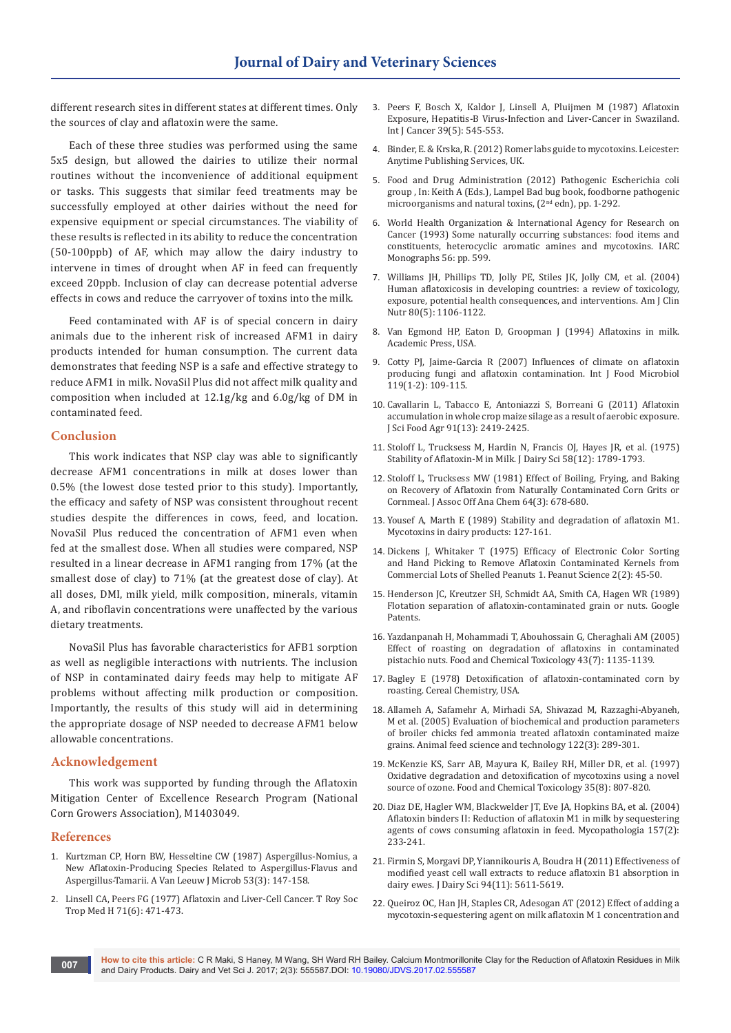different research sites in different states at different times. Only the sources of clay and aflatoxin were the same.

Each of these three studies was performed using the same 5x5 design, but allowed the dairies to utilize their normal routines without the inconvenience of additional equipment or tasks. This suggests that similar feed treatments may be successfully employed at other dairies without the need for expensive equipment or special circumstances. The viability of these results is reflected in its ability to reduce the concentration (50-100ppb) of AF, which may allow the dairy industry to intervene in times of drought when AF in feed can frequently exceed 20ppb. Inclusion of clay can decrease potential adverse effects in cows and reduce the carryover of toxins into the milk.

Feed contaminated with AF is of special concern in dairy animals due to the inherent risk of increased AFM1 in dairy products intended for human consumption. The current data demonstrates that feeding NSP is a safe and effective strategy to reduce AFM1 in milk. NovaSil Plus did not affect milk quality and composition when included at 12.1g/kg and 6.0g/kg of DM in contaminated feed.

## Conclusion

This work indicates that NSP clay was able to significantly decrease AFM1 concentrations in milk at doses lower than 0.5% (the lowest dose tested prior to this study). Importantly, the efficacy and safety of NSP was consistent throughout recent studies despite the differences in cows, feed, and location. NovaSil Plus reduced the concentration of AFM1 even when fed at the smallest dose. When all studies were compared, NSP resulted in a linear decrease in AFM1 ranging from 17% (at the smallest dose of clay) to 71% (at the greatest dose of clay). At all doses, DMI, milk yield, milk composition, minerals, vitamin A, and riboflavin concentrations were unaffected by the various dietary treatments.

NovaSil Plus has favorable characteristics for AFB1 sorption as well as negligible interactions with nutrients. The inclusion of NSP in contaminated dairy feeds may help to mitigate AF problems without affecting milk production or composition. Importantly, the results of this study will aid in determining the appropriate dosage of NSP needed to decrease AFM1 below allowable concentrations.

## Acknowledgement

This work was supported by funding through the Aflatoxin Mitigation Center of Excellence Research Program (National Corn Growers Association), M1403049.

## References

1. Kurtzman CP, Horn BW, Hesseltine CW (1987) Aspergillus-Nomius, a New Aflatoxin-Producing Species Related to Aspergillus-Flavus and Aspergillus-Tamarii. A Van Leeuw J Microb 53(3): 147-158.
2. Linsell CA, Peers FG (1977) Aflatoxin and Liver-Cell Cancer. T Roy Soc Trop Med H 71(6): 471-473.
3. Peers F, Bosch X, Kaldor J, Linsell A, Pluijmen M (1987) Aflatoxin Exposure, Hepatitis-B Virus-Infection and Liver-Cancer in Swaziland. Int J Cancer 39(5): 545-553.
4. Binder, E. & Krska, R. (2012) Romer labs guide to mycotoxins. Leicester: Anytime Publishing Services, UK.
5. Food and Drug Administration (2012) Pathogenic Escherichia coli group , In: Keith A (Eds.), Lampel Bad bug book, foodborne pathogenic microorganisms and natural toxins, (2nd edn), pp. 1-292.
6. World Health Organization & International Agency for Research on Cancer (1993) Some naturally occurring substances: food items and constituents, heterocyclic aromatic amines and mycotoxins. IARC Monographs 56: pp. 599.
7. Williams JH, Phillips TD, Jolly PE, Stiles JK, Jolly CM, et al. (2004) Human aflatoxicosis in developing countries: a review of toxicology, exposure, potential health consequences, and interventions. Am J Clin Nutr 80(5): 1106-1122.
8. Van Egmond HP, Eaton D, Groopman J (1994) Aflatoxins in milk. Academic Press, USA.
9. Cotty PJ, Jaime-Garcia R (2007) Influences of climate on aflatoxin producing fungi and aflatoxin contamination. Int J Food Microbiol 119(1-2): 109-115.
10. Cavallarin L, Tabacco E, Antoniazzi S, Borreani G (2011) Aflatoxin accumulation in whole crop maize silage as a result of aerobic exposure. J Sci Food Agr 91(13): 2419-2425.
11. Stoloff L, Trucksess M, Hardin N, Francis OJ, Hayes JR, et al. (1975) Stability of Aflatoxin-M in Milk. J Dairy Sci 58(12): 1789-1793.
12. Stoloff L, Trucksess MW (1981) Effect of Boiling, Frying, and Baking on Recovery of Aflatoxin from Naturally Contaminated Corn Grits or Cornmeal. J Assoc Off Ana Chem 64(3): 678-680.
13. Yousef A, Marth E (1989) Stability and degradation of aflatoxin M1. Mycotoxins in dairy products: 127-161.
14. Dickens J, Whitaker T (1975) Efficacy of Electronic Color Sorting and Hand Picking to Remove Aflatoxin Contaminated Kernels from Commercial Lots of Shelled Peanuts 1. Peanut Science 2(2): 45-50.
15. Henderson JC, Kreutzer SH, Schmidt AA, Smith CA, Hagen WR (1989) Flotation separation of aflatoxin-contaminated grain or nuts. Google Patents.
16. Yazdanpanah H, Mohammadi T, Abouhossain G, Cheraghali AM (2005) Effect of roasting on degradation of aflatoxins in contaminated pistachio nuts. Food and Chemical Toxicology 43(7): 1135-1139.
17. Bagley E (1978) Detoxification of aflatoxin-contaminated corn by roasting. Cereal Chemistry, USA.
18. Allameh A, Safamehr A, Mirhadi SA, Shivazad M, Razzaghi-Abyaneh, M et al. (2005) Evaluation of biochemical and production parameters of broiler chicks fed ammonia treated aflatoxin contaminated maize grains. Animal feed science and technology 122(3): 289-301.
19. McKenzie KS, Sarr AB, Mayura K, Bailey RH, Miller DR, et al. (1997) Oxidative degradation and detoxification of mycotoxins using a novel source of ozone. Food and Chemical Toxicology 35(8): 807-820.
20. Diaz DE, Hagler WM, Blackwelder JT, Eve JA, Hopkins BA, et al. (2004) Aflatoxin binders II: Reduction of aflatoxin M1 in milk by sequestering agents of cows consuming aflatoxin in feed. Mycopathologia 157(2): 233-241.
21. Firmin S, Morgavi DP, Yiannikouris A, Boudra H (2011) Effectiveness of modified yeast cell wall extracts to reduce aflatoxin B1 absorption in dairy ewes. J Dairy Sci 94(11): 5611-5619.
22. Queiroz OC, Han JH, Staples CR, Adesogan AT (2012) Effect of adding a mycotoxin-sequestering agent on milk aflatoxin M 1 concentration and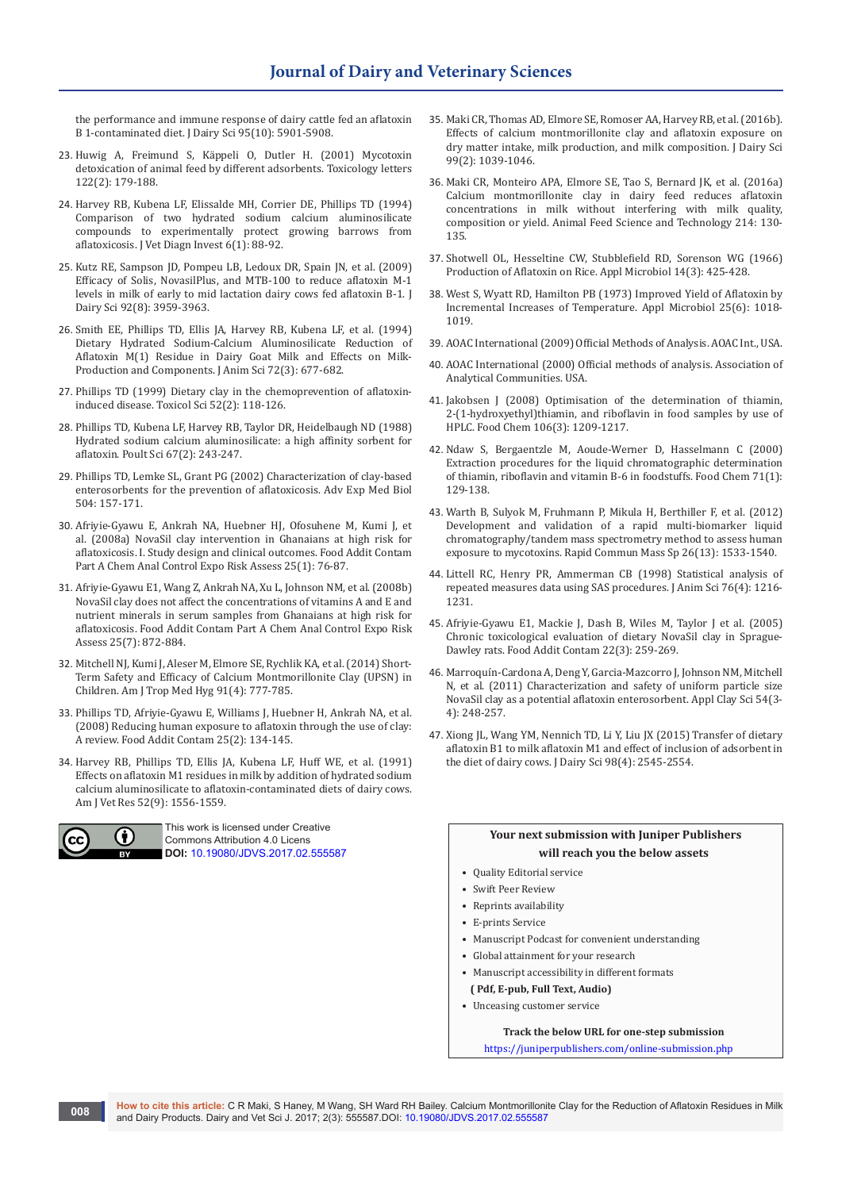the performance and immune response of dairy cattle fed an aflatoxin B 1-contaminated diet. J Dairy Sci 95(10): 5901-5908.

23. Huwig A, Freimund S, Käppeli O, Dutler H. (2001) Mycotoxin detoxication of animal feed by different adsorbents. Toxicology letters 122(2): 179-188.
24. Harvey RB, Kubena LF, Elissalde MH, Corrier DE, Phillips TD (1994) Comparison of two hydrated sodium calcium aluminosilicate compounds to experimentally protect growing barrows from aflatoxicosis. J Vet Diagn Invest 6(1): 88-92.
25. Kutz RE, Sampson JD, Pompeu LB, Ledoux DR, Spain JN, et al. (2009) Efficacy of Solis, NovasilPlus, and MTB-100 to reduce aflatoxin M-1 levels in milk of early to mid lactation dairy cows fed aflatoxin B-1. J Dairy Sci 92(8): 3959-3963.
26. Smith EE, Phillips TD, Ellis JA, Harvey RB, Kubena LF, et al. (1994) Dietary Hydrated Sodium-Calcium Aluminosilicate Reduction of Aflatoxin M(1) Residue in Dairy Goat Milk and Effects on Milk-Production and Components. J Anim Sci 72(3): 677-682.
27. Phillips TD (1999) Dietary clay in the chemoprevention of aflatoxin-induced disease. Toxicol Sci 52(2): 118-126.
28. Phillips TD, Kubena LF, Harvey RB, Taylor DR, Heidelbaugh ND (1988) Hydrated sodium calcium aluminosilicate: a high affinity sorbent for aflatoxin. Poult Sci 67(2): 243-247.
29. Phillips TD, Lemke SL, Grant PG (2002) Characterization of clay-based enterosorbents for the prevention of aflatoxicosis. Adv Exp Med Biol 504: 157-171.
30. Afriyie-Gyawu E, Ankrah NA, Huebner HJ, Ofosuhene M, Kumi J, et al. (2008a) NovaSil clay intervention in Ghanaians at high risk for aflatoxicosis. I. Study design and clinical outcomes. Food Addit Contam Part A Chem Anal Control Expo Risk Assess 25(1): 76-87.
31. Afriyie-Gyawu E1, Wang Z, Ankrah NA, Xu L, Johnson NM, et al. (2008b) NovaSil clay does not affect the concentrations of vitamins A and E and nutrient minerals in serum samples from Ghanaians at high risk for aflatoxicosis. Food Addit Contam Part A Chem Anal Control Expo Risk Assess 25(7): 872-884.
32. Mitchell NJ, Kumi J, Aleser M, Elmore SE, Rychlik KA, et al. (2014) Short-Term Safety and Efficacy of Calcium Montmorillonite Clay (UPSN) in Children. Am J Trop Med Hyg 91(4): 777-785.
33. Phillips TD, Afriyie-Gyawu E, Williams J, Huebner H, Ankrah NA, et al. (2008) Reducing human exposure to aflatoxin through the use of clay: A review. Food Addit Contam 25(2): 134-145.
34. Harvey RB, Phillips TD, Ellis JA, Kubena LF, Huff WE, et al. (1991) Effects on aflatoxin M1 residues in milk by addition of hydrated sodium calcium aluminosilicate to aflatoxin-contaminated diets of dairy cows. Am J Vet Res 52(9): 1556-1559.
35. Maki CR, Thomas AD, Elmore SE, Romoser AA, Harvey RB, et al. (2016b). Effects of calcium montmorillonite clay and aflatoxin exposure on dry matter intake, milk production, and milk composition. J Dairy Sci 99(2): 1039-1046.
36. Maki CR, Monteiro APA, Elmore SE, Tao S, Bernard JK, et al. (2016a) Calcium montmorillonite clay in dairy feed reduces aflatoxin concentrations in milk without interfering with milk quality, composition or yield. Animal Feed Science and Technology 214: 130-135.
37. Shotwell OL, Hesseltine CW, Stubblefield RD, Sorenson WG (1966) Production of Aflatoxin on Rice. Appl Microbiol 14(3): 425-428.
38. West S, Wyatt RD, Hamilton PB (1973) Improved Yield of Aflatoxin by Incremental Increases of Temperature. Appl Microbiol 25(6): 1018-1019.
39. AOAC International (2009) Official Methods of Analysis. AOAC Int., USA.
40. AOAC International (2000) Official methods of analysis. Association of Analytical Communities. USA.
41. Jakobsen J (2008) Optimisation of the determination of thiamin, 2-(1-hydroxyethyl)thiamin, and riboflavin in food samples by use of HPLC. Food Chem 106(3): 1209-1217.
42. Ndaw S, Bergaentzle M, Aoude-Werner D, Hasselmann C (2000) Extraction procedures for the liquid chromatographic determination of thiamin, riboflavin and vitamin B-6 in foodstuffs. Food Chem 71(1): 129-138.
43. Warth B, Sulyok M, Fruhmann P, Mikula H, Berthiller F, et al. (2012) Development and validation of a rapid multi-biomarker liquid chromatography/tandem mass spectrometry method to assess human exposure to mycotoxins. Rapid Commun Mass Sp 26(13): 1533-1540.
44. Littell RC, Henry PR, Ammerman CB (1998) Statistical analysis of repeated measures data using SAS procedures. J Anim Sci 76(4): 1216-1231.
45. Afriyie-Gyawu E1, Mackie J, Dash B, Wiles M, Taylor J et al. (2005) Chronic toxicological evaluation of dietary NovaSil clay in Sprague-Dawley rats. Food Addit Contam 22(3): 259-269.
46. Marroquín-Cardona A, Deng Y, Garcia-Mazcorro J, Johnson NM, Mitchell N, et al. (2011) Characterization and safety of uniform particle size NovaSil clay as a potential aflatoxin enterosorbent. Appl Clay Sci 54(3-4): 248-257.
47. Xiong JL, Wang YM, Nennich TD, Li Y, Liu JX (2015) Transfer of dietary aflatoxin B1 to milk aflatoxin M1 and effect of inclusion of adsorbent in the diet of dairy cows. J Dairy Sci 98(4): 2545-2554.

This work is licensed under Creative Commons Attribution 4.0 Licens
**DOI:** 10.19080/JDVS.2017.02.555587

**Your next submission with Juniper Publishers will reach you the below assets**

- Quality Editorial service
- Swift Peer Review
- Reprints availability
- E-prints Service
- Manuscript Podcast for convenient understanding
- Global attainment for your research
- Manuscript accessibility in different formats

  **( Pdf, E-pub, Full Text, Audio)**
- Unceasing customer service

**Track the below URL for one-step submission**
https://juniperpublishers.com/online-submission.php